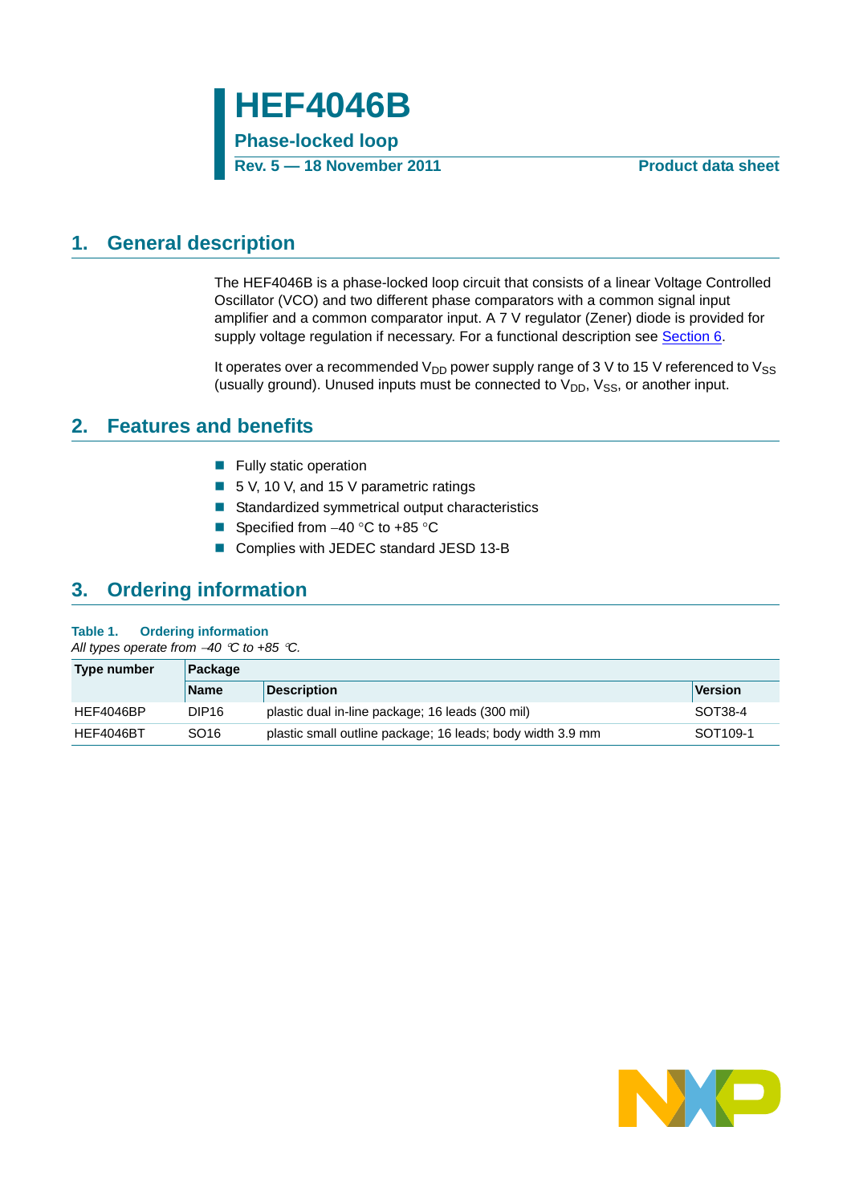# HEF4046B

**Phase-locked loop**

**Rev. 5 — 18 November 2011** **Product data sheet**

## 1. General description

The HEF4046B is a phase-locked loop circuit that consists of a linear Voltage Controlled Oscillator (VCO) and two different phase comparators with a common signal input amplifier and a common comparator input. A 7 V regulator (Zener) diode is provided for supply voltage regulation if necessary. For a functional description see Section 6.

It operates over a recommended $V_{DD}$ power supply range of 3 V to 15 V referenced to $V_{SS}$ (usually ground). Unused inputs must be connected to $V_{DD}$, $V_{SS}$, or another input.

## 2. Features and benefits

- Fully static operation
- 5 V, 10 V, and 15 V parametric ratings
- Standardized symmetrical output characteristics
- Specified from −40 °C to +85 °C
- Complies with JEDEC standard JESD 13-B

## 3. Ordering information

**Table 1. Ordering information**

*All types operate from −40 °C to +85 °C.*

| Type number | Package | | |
|---|---|---|---|
| | Name | Description | Version |
| HEF4046BP | DIP16 | plastic dual in-line package; 16 leads (300 mil) | SOT38-4 |
| HEF4046BT | SO16 | plastic small outline package; 16 leads; body width 3.9 mm | SOT109-1 |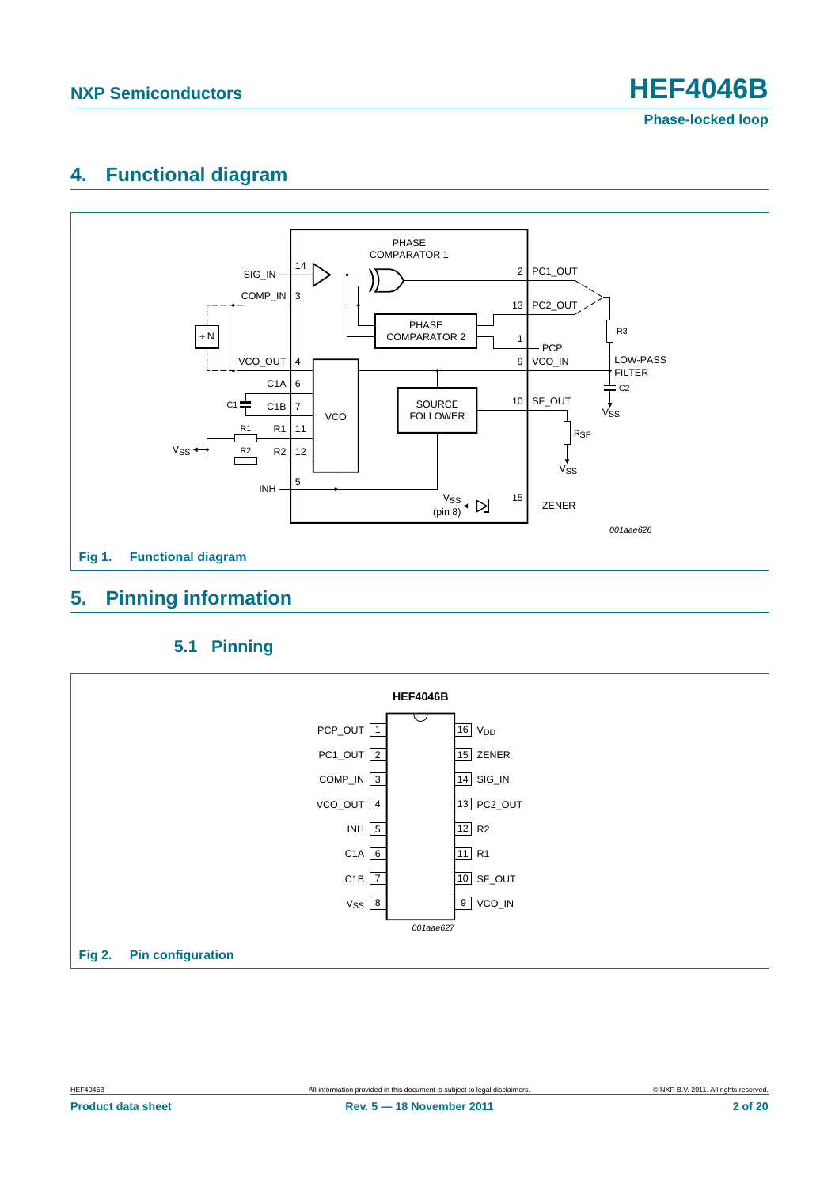## 4. Functional diagram

Fig 1. Functional diagram

## 5. Pinning information

### 5.1 Pinning

Fig 2. Pin configuration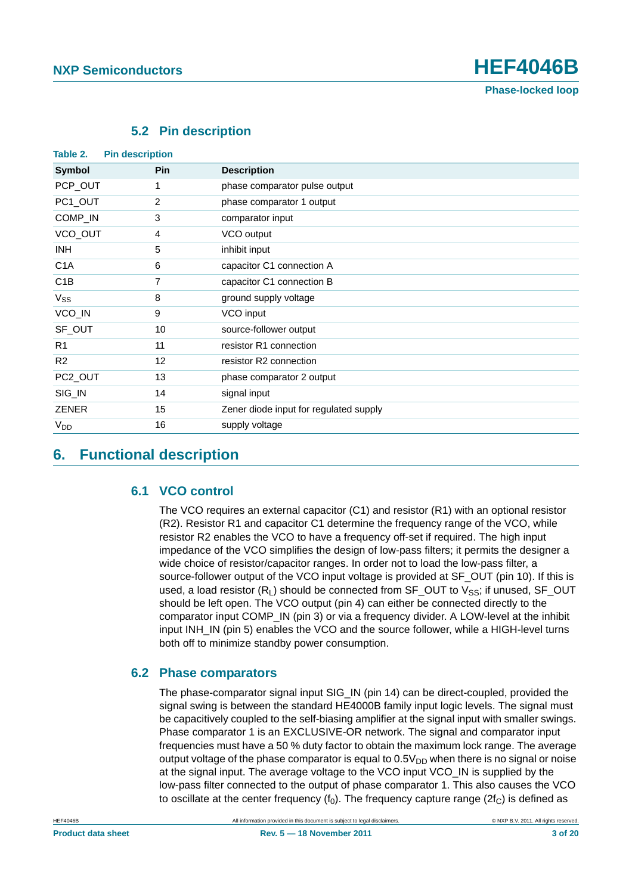### 5.2 Pin description

**Table 2. Pin description**

| Symbol | Pin | Description |
|---|---|---|
| PCP_OUT | 1 | phase comparator pulse output |
| PC1_OUT | 2 | phase comparator 1 output |
| COMP_IN | 3 | comparator input |
| VCO_OUT | 4 | VCO output |
| INH | 5 | inhibit input |
| C1A | 6 | capacitor C1 connection A |
| C1B | 7 | capacitor C1 connection B |
| $V_{SS}$ | 8 | ground supply voltage |
| VCO_IN | 9 | VCO input |
| SF_OUT | 10 | source-follower output |
| R1 | 11 | resistor R1 connection |
| R2 | 12 | resistor R2 connection |
| PC2_OUT | 13 | phase comparator 2 output |
| SIG_IN | 14 | signal input |
| ZENER | 15 | Zener diode input for regulated supply |
| $V_{DD}$ | 16 | supply voltage |

## 6. Functional description

### 6.1 VCO control

The VCO requires an external capacitor (C1) and resistor (R1) with an optional resistor (R2). Resistor R1 and capacitor C1 determine the frequency range of the VCO, while resistor R2 enables the VCO to have a frequency off-set if required. The high input impedance of the VCO simplifies the design of low-pass filters; it permits the designer a wide choice of resistor/capacitor ranges. In order not to load the low-pass filter, a source-follower output of the VCO input voltage is provided at SF_OUT (pin 10). If this is used, a load resistor ($R_L$) should be connected from SF_OUT to $V_{SS}$; if unused, SF_OUT should be left open. The VCO output (pin 4) can either be connected directly to the comparator input COMP_IN (pin 3) or via a frequency divider. A LOW-level at the inhibit input INH_IN (pin 5) enables the VCO and the source follower, while a HIGH-level turns both off to minimize standby power consumption.

### 6.2 Phase comparators

The phase-comparator signal input SIG_IN (pin 14) can be direct-coupled, provided the signal swing is between the standard HE4000B family input logic levels. The signal must be capacitively coupled to the self-biasing amplifier at the signal input with smaller swings. Phase comparator 1 is an EXCLUSIVE-OR network. The signal and comparator input frequencies must have a 50 % duty factor to obtain the maximum lock range. The average output voltage of the phase comparator is equal to $0.5V_{DD}$ when there is no signal or noise at the signal input. The average voltage to the VCO input VCO_IN is supplied by the low-pass filter connected to the output of phase comparator 1. This also causes the VCO to oscillate at the center frequency ($f_0$). The frequency capture range ($2f_C$) is defined as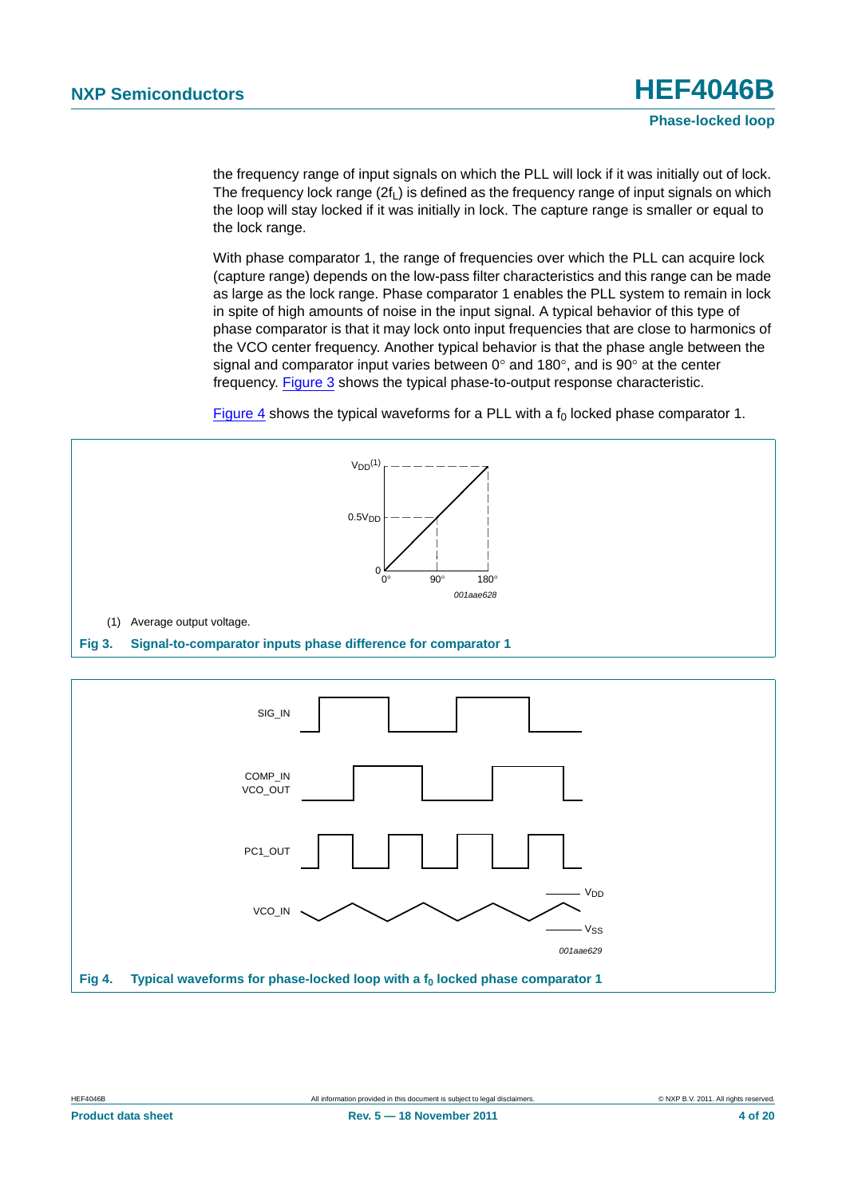the frequency range of input signals on which the PLL will lock if it was initially out of lock. The frequency lock range ($2f_L$) is defined as the frequency range of input signals on which the loop will stay locked if it was initially in lock. The capture range is smaller or equal to the lock range.

With phase comparator 1, the range of frequencies over which the PLL can acquire lock (capture range) depends on the low-pass filter characteristics and this range can be made as large as the lock range. Phase comparator 1 enables the PLL system to remain in lock in spite of high amounts of noise in the input signal. A typical behavior of this type of phase comparator is that it may lock onto input frequencies that are close to harmonics of the VCO center frequency. Another typical behavior is that the phase angle between the signal and comparator input varies between 0° and 180°, and is 90° at the center frequency. Figure 3 shows the typical phase-to-output response characteristic.

Figure 4 shows the typical waveforms for a PLL with a $f_0$ locked phase comparator 1.

(1) Average output voltage.

**Fig 3. Signal-to-comparator inputs phase difference for comparator 1**

**Fig 4. Typical waveforms for phase-locked loop with a $f_0$ locked phase comparator 1**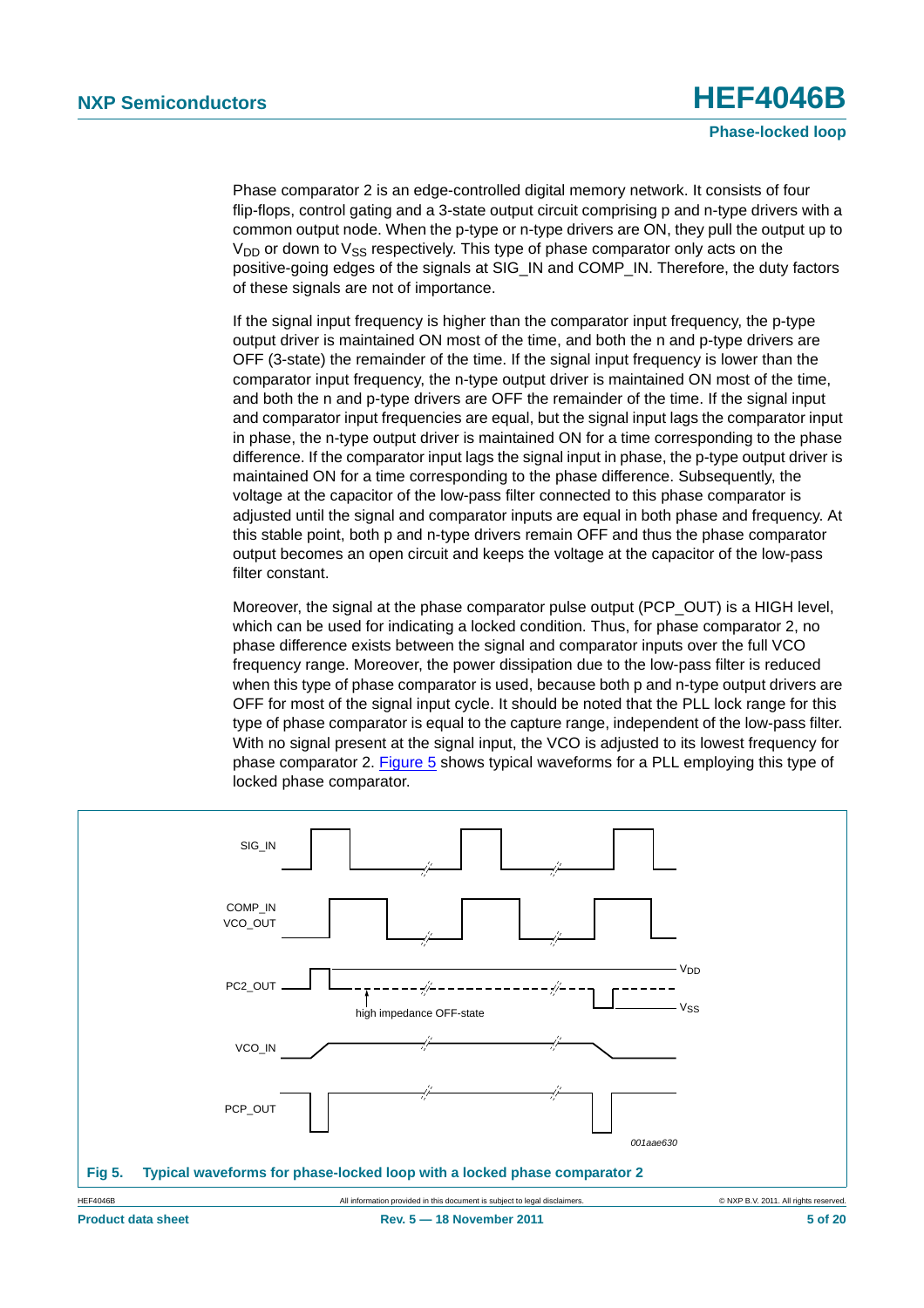Phase comparator 2 is an edge-controlled digital memory network. It consists of four flip-flops, control gating and a 3-state output circuit comprising p and n-type drivers with a common output node. When the p-type or n-type drivers are ON, they pull the output up to $V_{DD}$ or down to $V_{SS}$ respectively. This type of phase comparator only acts on the positive-going edges of the signals at SIG_IN and COMP_IN. Therefore, the duty factors of these signals are not of importance.

If the signal input frequency is higher than the comparator input frequency, the p-type output driver is maintained ON most of the time, and both the n and p-type drivers are OFF (3-state) the remainder of the time. If the signal input frequency is lower than the comparator input frequency, the n-type output driver is maintained ON most of the time, and both the n and p-type drivers are OFF the remainder of the time. If the signal input and comparator input frequencies are equal, but the signal input lags the comparator input in phase, the n-type output driver is maintained ON for a time corresponding to the phase difference. If the comparator input lags the signal input in phase, the p-type output driver is maintained ON for a time corresponding to the phase difference. Subsequently, the voltage at the capacitor of the low-pass filter connected to this phase comparator is adjusted until the signal and comparator inputs are equal in both phase and frequency. At this stable point, both p and n-type drivers remain OFF and thus the phase comparator output becomes an open circuit and keeps the voltage at the capacitor of the low-pass filter constant.

Moreover, the signal at the phase comparator pulse output (PCP_OUT) is a HIGH level, which can be used for indicating a locked condition. Thus, for phase comparator 2, no phase difference exists between the signal and comparator inputs over the full VCO frequency range. Moreover, the power dissipation due to the low-pass filter is reduced when this type of phase comparator is used, because both p and n-type output drivers are OFF for most of the signal input cycle. It should be noted that the PLL lock range for this type of phase comparator is equal to the capture range, independent of the low-pass filter. With no signal present at the signal input, the VCO is adjusted to its lowest frequency for phase comparator 2. Figure 5 shows typical waveforms for a PLL employing this type of locked phase comparator.

**Fig 5. Typical waveforms for phase-locked loop with a locked phase comparator 2**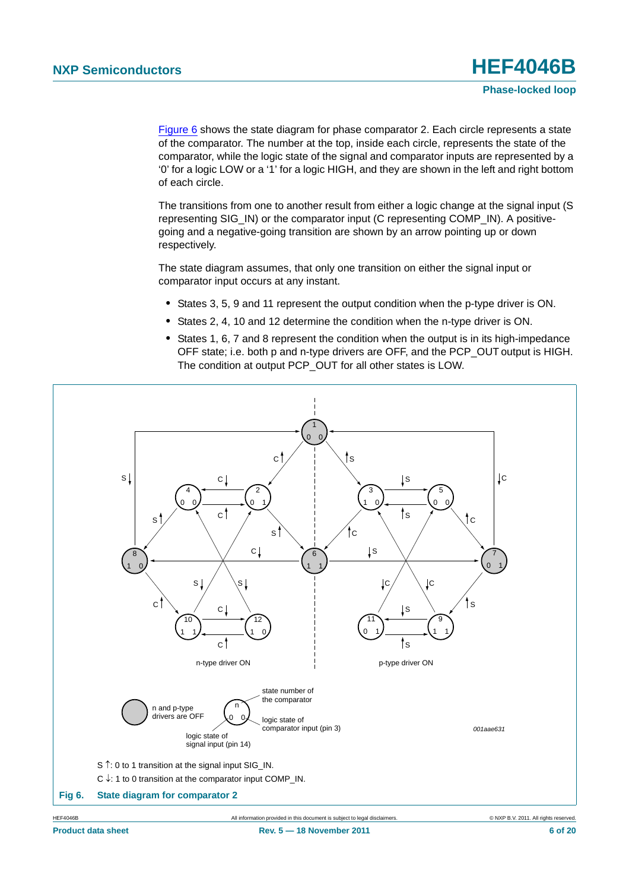Figure 6 shows the state diagram for phase comparator 2. Each circle represents a state of the comparator. The number at the top, inside each circle, represents the state of the comparator, while the logic state of the signal and comparator inputs are represented by a '0' for a logic LOW or a '1' for a logic HIGH, and they are shown in the left and right bottom of each circle.

The transitions from one to another result from either a logic change at the signal input (S representing SIG_IN) or the comparator input (C representing COMP_IN). A positive-going and a negative-going transition are shown by an arrow pointing up or down respectively.

The state diagram assumes, that only one transition on either the signal input or comparator input occurs at any instant.

- States 3, 5, 9 and 11 represent the output condition when the p-type driver is ON.
- States 2, 4, 10 and 12 determine the condition when the n-type driver is ON.
- States 1, 6, 7 and 8 represent the condition when the output is in its high-impedance OFF state; i.e. both p and n-type drivers are OFF, and the PCP_OUT output is HIGH. The condition at output PCP_OUT for all other states is LOW.

S ↑: 0 to 1 transition at the signal input SIG_IN.

C ↓: 1 to 0 transition at the comparator input COMP_IN.

**Fig 6. State diagram for comparator 2**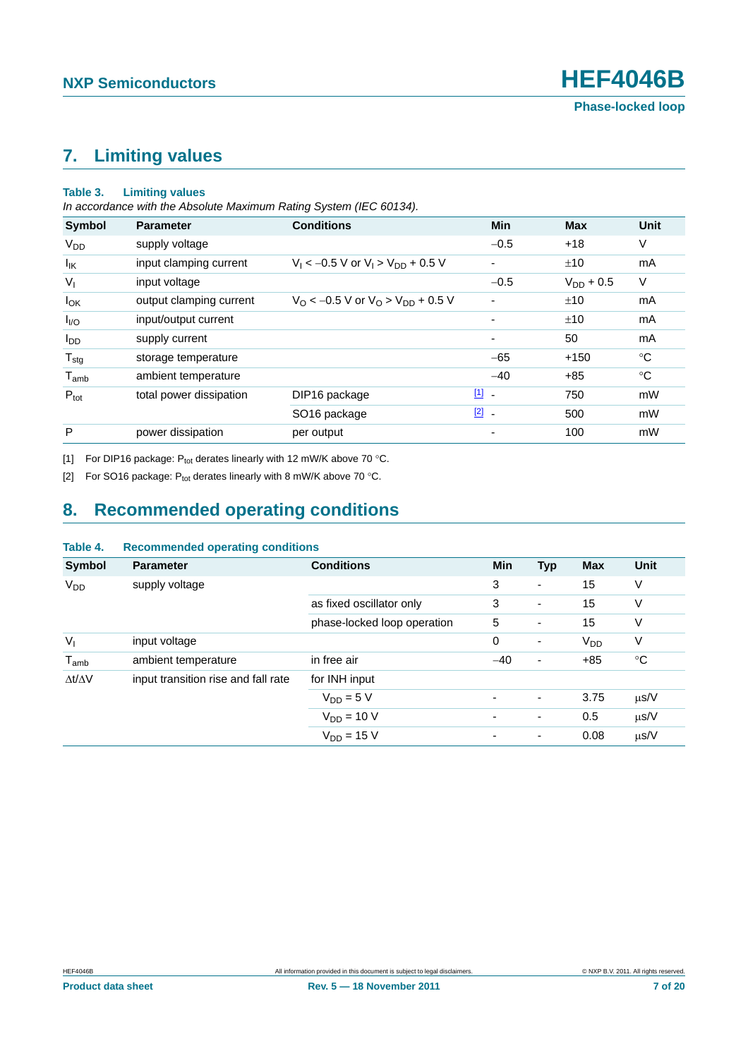## 7. Limiting values

**Table 3. Limiting values**

*In accordance with the Absolute Maximum Rating System (IEC 60134).*

| Symbol | Parameter | Conditions | | Min | Max | Unit |
|---|---|---|---|---|---|---|
| $V_{DD}$ | supply voltage | | | −0.5 | +18 | V |
| $I_{IK}$ | input clamping current | $V_I < -0.5$ V or $V_I > V_{DD} + 0.5$ V | | - | ±10 | mA |
| $V_I$ | input voltage | | | −0.5 | $V_{DD} + 0.5$ | V |
| $I_{OK}$ | output clamping current | $V_O < -0.5$ V or $V_O > V_{DD} + 0.5$ V | | - | ±10 | mA |
| $I_{I/O}$ | input/output current | | | - | ±10 | mA |
| $I_{DD}$ | supply current | | | - | 50 | mA |
| $T_{stg}$ | storage temperature | | | −65 | +150 | °C |
| $T_{amb}$ | ambient temperature | | | −40 | +85 | °C |
| $P_{tot}$ | total power dissipation | DIP16 package | [1] | - | 750 | mW |
| | | SO16 package | [2] | - | 500 | mW |
| P | power dissipation | per output | | - | 100 | mW |

[1] For DIP16 package: $P_{tot}$ derates linearly with 12 mW/K above 70 °C.

[2] For SO16 package: $P_{tot}$ derates linearly with 8 mW/K above 70 °C.

## 8. Recommended operating conditions

**Table 4. Recommended operating conditions**

| Symbol | Parameter | Conditions | Min | Typ | Max | Unit |
|---|---|---|---|---|---|---|
| $V_{DD}$ | supply voltage | | 3 | - | 15 | V |
| | | as fixed oscillator only | 3 | - | 15 | V |
| | | phase-locked loop operation | 5 | - | 15 | V |
| $V_I$ | input voltage | | 0 | - | $V_{DD}$ | V |
| $T_{amb}$ | ambient temperature | in free air | −40 | - | +85 | °C |
| $\Delta t/\Delta V$ | input transition rise and fall rate | for INH input | | | | |
| | | $V_{DD} = 5$ V | - | - | 3.75 | μs/V |
| | | $V_{DD} = 10$ V | - | - | 0.5 | μs/V |
| | | $V_{DD} = 15$ V | - | - | 0.08 | μs/V |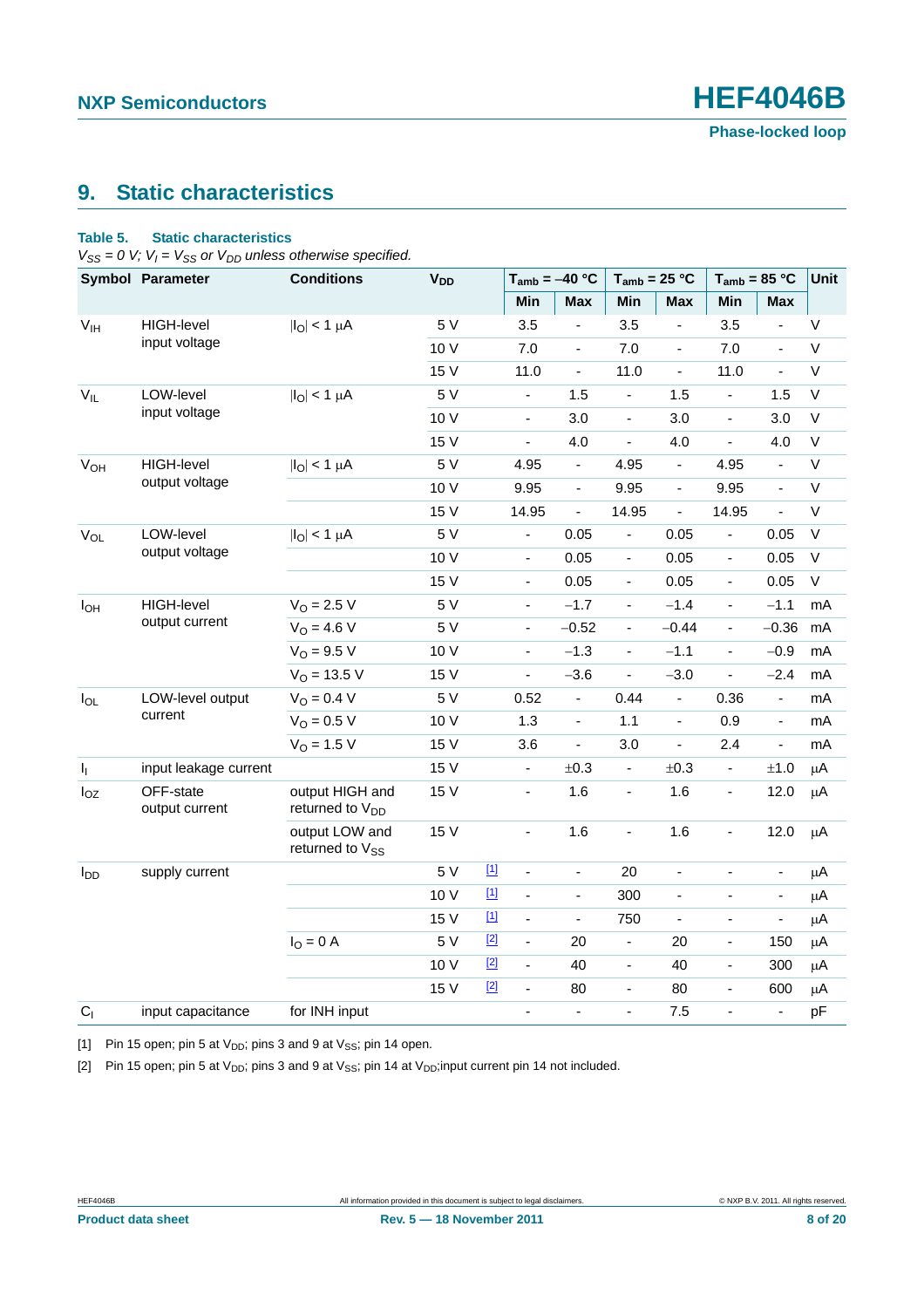## 9. Static characteristics

**Table 5. Static characteristics**

*$V_{SS}$ = 0 V; $V_I$ = $V_{SS}$ or $V_{DD}$ unless otherwise specified.*

| Symbol | Parameter | Conditions | $V_{DD}$ | | $T_{amb}$ = −40 °C | | $T_{amb}$ = 25 °C | | $T_{amb}$ = 85 °C | | Unit |
|---|---|---|---|---|---|---|---|---|---|---|---|
| | | | | | Min | Max | Min | Max | Min | Max | |
| $V_{IH}$ | HIGH-level input voltage | $\|I_O\|$ < 1 μA | 5 V | | 3.5 | - | 3.5 | - | 3.5 | - | V |
| | | | 10 V | | 7.0 | - | 7.0 | - | 7.0 | - | V |
| | | | 15 V | | 11.0 | - | 11.0 | - | 11.0 | - | V |
| $V_{IL}$ | LOW-level input voltage | $\|I_O\|$ < 1 μA | 5 V | | - | 1.5 | - | 1.5 | - | 1.5 | V |
| | | | 10 V | | - | 3.0 | - | 3.0 | - | 3.0 | V |
| | | | 15 V | | - | 4.0 | - | 4.0 | - | 4.0 | V |
| $V_{OH}$ | HIGH-level output voltage | $\|I_O\|$ < 1 μA | 5 V | | 4.95 | - | 4.95 | - | 4.95 | - | V |
| | | | 10 V | | 9.95 | - | 9.95 | - | 9.95 | - | V |
| | | | 15 V | | 14.95 | - | 14.95 | - | 14.95 | - | V |
| $V_{OL}$ | LOW-level output voltage | $\|I_O\|$ < 1 μA | 5 V | | - | 0.05 | - | 0.05 | - | 0.05 | V |
| | | | 10 V | | - | 0.05 | - | 0.05 | - | 0.05 | V |
| | | | 15 V | | - | 0.05 | - | 0.05 | - | 0.05 | V |
| $I_{OH}$ | HIGH-level output current | $V_O$ = 2.5 V | 5 V | | - | −1.7 | - | −1.4 | - | −1.1 | mA |
| | | $V_O$ = 4.6 V | 5 V | | - | −0.52 | - | −0.44 | - | −0.36 | mA |
| | | $V_O$ = 9.5 V | 10 V | | - | −1.3 | - | −1.1 | - | −0.9 | mA |
| | | $V_O$ = 13.5 V | 15 V | | - | −3.6 | - | −3.0 | - | −2.4 | mA |
| $I_{OL}$ | LOW-level output current | $V_O$ = 0.4 V | 5 V | | 0.52 | - | 0.44 | - | 0.36 | - | mA |
| | | $V_O$ = 0.5 V | 10 V | | 1.3 | - | 1.1 | - | 0.9 | - | mA |
| | | $V_O$ = 1.5 V | 15 V | | 3.6 | - | 3.0 | - | 2.4 | - | mA |
| $I_I$ | input leakage current | | 15 V | | - | ±0.3 | - | ±0.3 | - | ±1.0 | μA |
| $I_{OZ}$ | OFF-state output current | output HIGH and returned to $V_{DD}$ | 15 V | | - | 1.6 | - | 1.6 | - | 12.0 | μA |
| | | output LOW and returned to $V_{SS}$ | 15 V | | - | 1.6 | - | 1.6 | - | 12.0 | μA |
| $I_{DD}$ | supply current | | 5 V | [1] | - | - | 20 | - | - | - | μA |
| | | | 10 V | [1] | - | - | 300 | - | - | - | μA |
| | | | 15 V | [1] | - | - | 750 | - | - | - | μA |
| | | $I_O$ = 0 A | 5 V | [2] | - | 20 | - | 20 | - | 150 | μA |
| | | | 10 V | [2] | - | 40 | - | 40 | - | 300 | μA |
| | | | 15 V | [2] | - | 80 | - | 80 | - | 600 | μA |
| $C_I$ | input capacitance | for INH input | | | - | - | - | 7.5 | - | - | pF |

[1] Pin 15 open; pin 5 at $V_{DD}$; pins 3 and 9 at $V_{SS}$; pin 14 open.

[2] Pin 15 open; pin 5 at $V_{DD}$; pins 3 and 9 at $V_{SS}$; pin 14 at $V_{DD}$;input current pin 14 not included.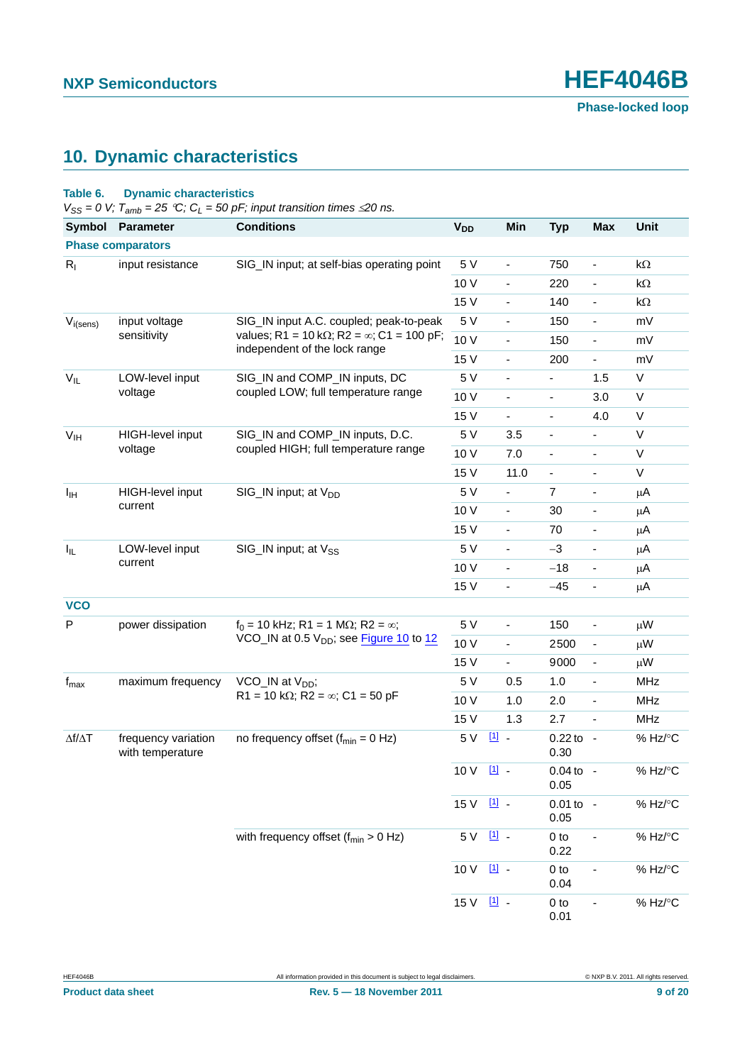## 10. Dynamic characteristics

**Table 6. Dynamic characteristics**

*$V_{SS}$ = 0 V; $T_{amb}$ = 25 °C; $C_L$ = 50 pF; input transition times ≤20 ns.*

| Symbol | Parameter | Conditions | $V_{DD}$ | Min | Typ | Max | Unit |
|---|---|---|---|---|---|---|---|
| **Phase comparators** | | | | | | | |
| $R_I$ | input resistance | SIG_IN input; at self-bias operating point | 5 V | - | 750 | - | kΩ |
| | | | 10 V | - | 220 | - | kΩ |
| | | | 15 V | - | 140 | - | kΩ |
| $V_{i(sens)}$ | input voltage sensitivity | SIG_IN input A.C. coupled; peak-to-peak values; R1 = 10 kΩ; R2 = ∞; C1 = 100 pF; independent of the lock range | 5 V | - | 150 | - | mV |
| | | | 10 V | - | 150 | - | mV |
| | | | 15 V | - | 200 | - | mV |
| $V_{IL}$ | LOW-level input voltage | SIG_IN and COMP_IN inputs, DC coupled LOW; full temperature range | 5 V | - | - | 1.5 | V |
| | | | 10 V | - | - | 3.0 | V |
| | | | 15 V | - | - | 4.0 | V |
| $V_{IH}$ | HIGH-level input voltage | SIG_IN and COMP_IN inputs, D.C. coupled HIGH; full temperature range | 5 V | 3.5 | - | - | V |
| | | | 10 V | 7.0 | - | - | V |
| | | | 15 V | 11.0 | - | - | V |
| $I_{IH}$ | HIGH-level input current | SIG_IN input; at $V_{DD}$ | 5 V | - | 7 | - | μA |
| | | | 10 V | - | 30 | - | μA |
| | | | 15 V | - | 70 | - | μA |
| $I_{IL}$ | LOW-level input current | SIG_IN input; at $V_{SS}$ | 5 V | - | −3 | - | μA |
| | | | 10 V | - | −18 | - | μA |
| | | | 15 V | - | −45 | - | μA |
| **VCO** | | | | | | | |
| P | power dissipation | $f_0$ = 10 kHz; R1 = 1 MΩ; R2 = ∞; VCO_IN at 0.5 $V_{DD}$; see Figure 10 to 12 | 5 V | - | 150 | - | μW |
| | | | 10 V | - | 2500 | - | μW |
| | | | 15 V | - | 9000 | - | μW |
| $f_{max}$ | maximum frequency | VCO_IN at $V_{DD}$; R1 = 10 kΩ; R2 = ∞; C1 = 50 pF | 5 V | 0.5 | 1.0 | - | MHz |
| | | | 10 V | 1.0 | 2.0 | - | MHz |
| | | | 15 V | 1.3 | 2.7 | - | MHz |
| Δf/ΔT | frequency variation with temperature | no frequency offset ($f_{min}$ = 0 Hz) | 5 V [1] | - | 0.22 to 0.30 | - | % Hz/°C |
| | | | 10 V [1] | - | 0.04 to 0.05 | - | % Hz/°C |
| | | | 15 V [1] | - | 0.01 to 0.05 | - | % Hz/°C |
| | | with frequency offset ($f_{min}$ > 0 Hz) | 5 V [1] | - | 0 to 0.22 | - | % Hz/°C |
| | | | 10 V [1] | - | 0 to 0.04 | - | % Hz/°C |
| | | | 15 V [1] | - | 0 to 0.01 | - | % Hz/°C |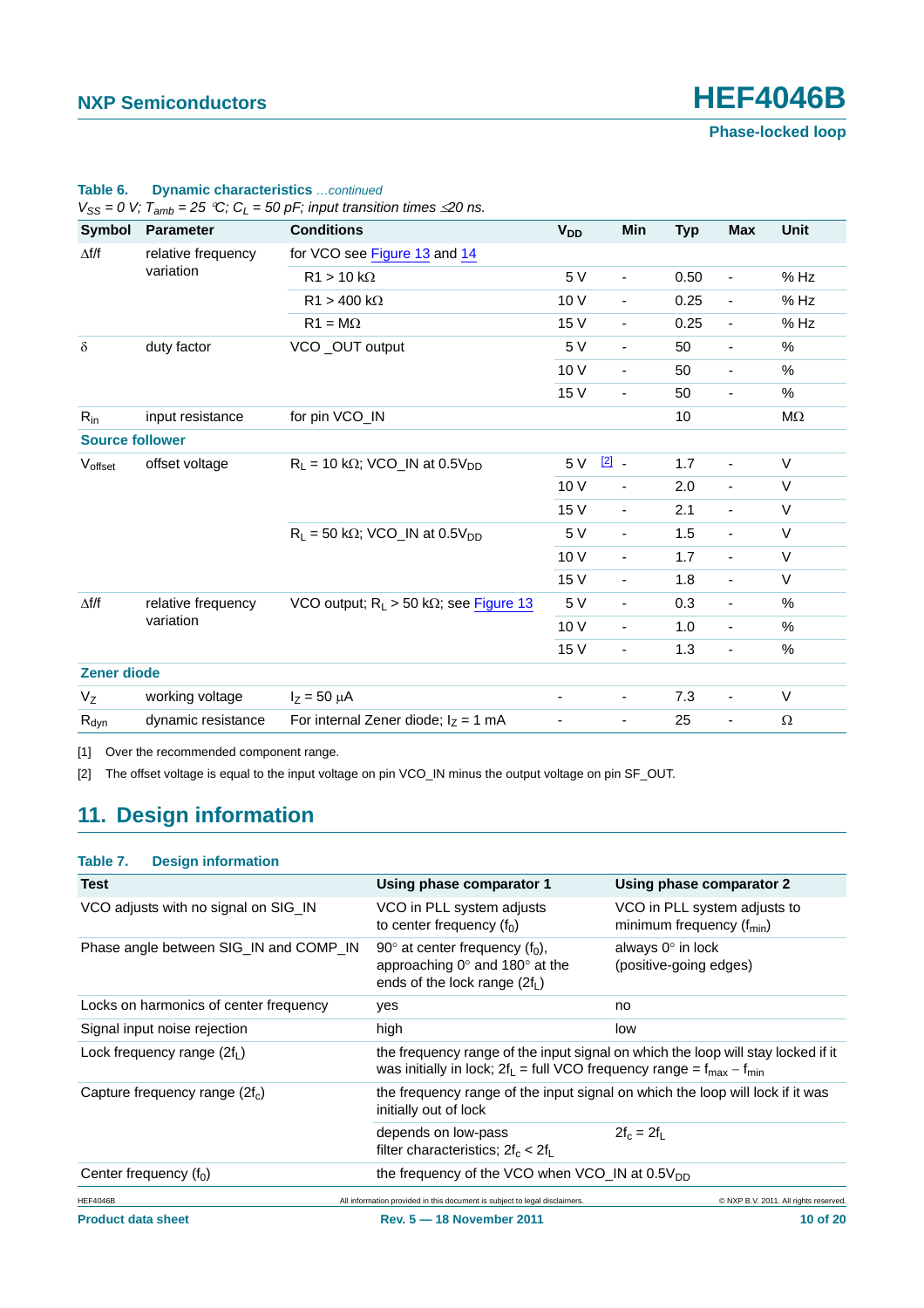**Table 6. Dynamic characteristics** *…continued*

*$V_{SS}$ = 0 V; $T_{amb}$ = 25 °C; $C_L$ = 50 pF; input transition times ≤20 ns.*

| Symbol | Parameter | Conditions | $V_{DD}$ | Min | Typ | Max | Unit |
|---|---|---|---|---|---|---|---|
| Δf/f | relative frequency variation | for VCO see Figure 13 and 14 | | | | | |
| | | R1 > 10 kΩ | 5 V | - | 0.50 | - | % Hz |
| | | R1 > 400 kΩ | 10 V | - | 0.25 | - | % Hz |
| | | R1 = MΩ | 15 V | - | 0.25 | - | % Hz |
| δ | duty factor | VCO _OUT output | 5 V | - | 50 | - | % |
| | | | 10 V | - | 50 | - | % |
| | | | 15 V | - | 50 | - | % |
| $R_{in}$ | input resistance | for pin VCO_IN | | | 10 | | MΩ |
| **Source follower** | | | | | | | |
| $V_{offset}$ | offset voltage | $R_L$ = 10 kΩ; VCO_IN at 0.5$V_{DD}$ | 5 V [2] | - | 1.7 | - | V |
| | | | 10 V | - | 2.0 | - | V |
| | | | 15 V | - | 2.1 | - | V |
| | | $R_L$ = 50 kΩ; VCO_IN at 0.5$V_{DD}$ | 5 V | - | 1.5 | - | V |
| | | | 10 V | - | 1.7 | - | V |
| | | | 15 V | - | 1.8 | - | V |
| Δf/f | relative frequency variation | VCO output; $R_L$ > 50 kΩ; see Figure 13 | 5 V | - | 0.3 | - | % |
| | | | 10 V | - | 1.0 | - | % |
| | | | 15 V | - | 1.3 | - | % |
| **Zener diode** | | | | | | | |
| $V_Z$ | working voltage | $I_Z$ = 50 μA | - | - | 7.3 | - | V |
| $R_{dyn}$ | dynamic resistance | For internal Zener diode; $I_Z$ = 1 mA | - | - | 25 | - | Ω |

[1] Over the recommended component range.

[2] The offset voltage is equal to the input voltage on pin VCO_IN minus the output voltage on pin SF_OUT.

## 11. Design information

**Table 7. Design information**

| Test | Using phase comparator 1 | Using phase comparator 2 |
|---|---|---|
| VCO adjusts with no signal on SIG_IN | VCO in PLL system adjusts to center frequency ($f_0$) | VCO in PLL system adjusts to minimum frequency ($f_{min}$) |
| Phase angle between SIG_IN and COMP_IN | 90° at center frequency ($f_0$), approaching 0° and 180° at the ends of the lock range ($2f_L$) | always 0° in lock (positive-going edges) |
| Locks on harmonics of center frequency | yes | no |
| Signal input noise rejection | high | low |
| Lock frequency range ($2f_L$) | the frequency range of the input signal on which the loop will stay locked if it was initially in lock; $2f_L$ = full VCO frequency range = $f_{max} - f_{min}$ | |
| Capture frequency range ($2f_c$) | the frequency range of the input signal on which the loop will lock if it was initially out of lock | |
| | depends on low-pass filter characteristics; $2f_c < 2f_L$ | $2f_c = 2f_L$ |
| Center frequency ($f_0$) | the frequency of the VCO when VCO_IN at 0.5$V_{DD}$ | |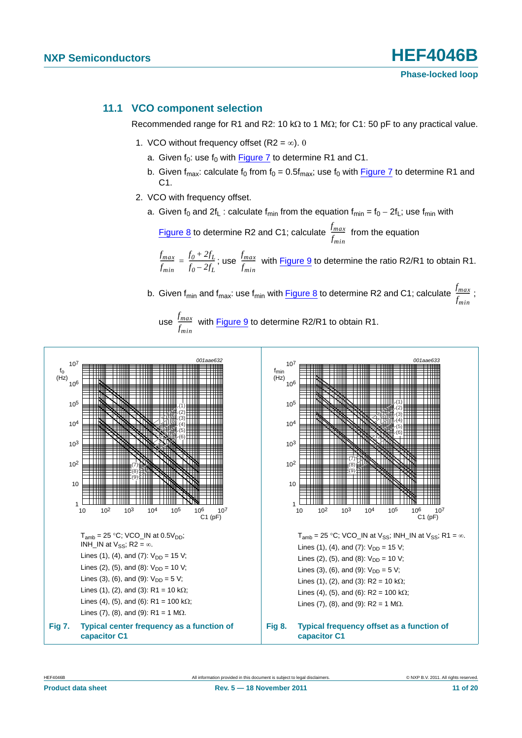### 11.1 VCO component selection

Recommended range for R1 and R2: 10 kΩ to 1 MΩ; for C1: 50 pF to any practical value.

1. VCO without frequency offset ($R2 = \infty$).
   a. Given $f_0$: use $f_0$ with Figure 7 to determine R1 and C1.
   b. Given $f_{max}$: calculate $f_0$ from $f_0 = 0.5f_{max}$; use $f_0$ with Figure 7 to determine R1 and C1.
2. VCO with frequency offset.
   a. Given $f_0$ and $2f_L$ : calculate $f_{min}$ from the equation $f_{min} = f_0 - 2f_L$; use $f_{min}$ with Figure 8 to determine R2 and C1; calculate $\frac{f_{max}}{f_{min}}$ from the equation $\frac{f_{max}}{f_{min}} = \frac{f_0 + 2f_L}{f_0 - 2f_L}$; use $\frac{f_{max}}{f_{min}}$ with Figure 9 to determine the ratio R2/R1 to obtain R1.
   b. Given $f_{min}$ and $f_{max}$: use $f_{min}$ with Figure 8 to determine R2 and C1; calculate $\frac{f_{max}}{f_{min}}$; use $\frac{f_{max}}{f_{min}}$ with Figure 9 to determine R2/R1 to obtain R1.

$T_{amb}$ = 25 °C; VCO_IN at $0.5V_{DD}$; INH_IN at $V_{SS}$; $R2 = \infty$.

Lines (1), (4), and (7): $V_{DD}$ = 15 V;

Lines (2), (5), and (8): $V_{DD}$ = 10 V;

Lines (3), (6), and (9): $V_{DD}$ = 5 V;

Lines (1), (2), and (3): R1 = 10 kΩ;

Lines (4), (5), and (6): R1 = 100 kΩ;

Lines (7), (8), and (9): R1 = 1 MΩ.

**Fig 7. Typical center frequency as a function of capacitor C1**

$T_{amb}$ = 25 °C; VCO_IN at $V_{SS}$; INH_IN at $V_{SS}$; $R1 = \infty$.

Lines (1), (4), and (7): $V_{DD}$ = 15 V;

Lines (2), (5), and (8): $V_{DD}$ = 10 V;

Lines (3), (6), and (9): $V_{DD}$ = 5 V;

Lines (1), (2), and (3): R2 = 10 kΩ;

Lines (4), (5), and (6): R2 = 100 kΩ;

Lines (7), (8), and (9): R2 = 1 MΩ.

**Fig 8. Typical frequency offset as a function of capacitor C1**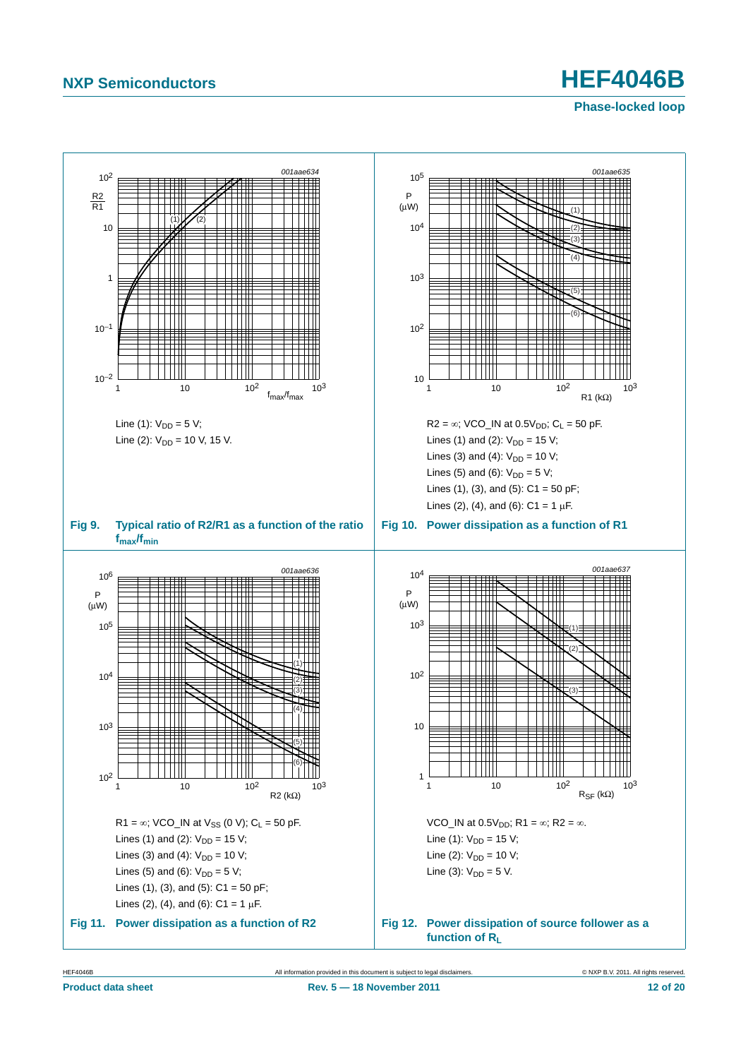001aae634

Line (1): $V_{DD}$ = 5 V;

Line (2): $V_{DD}$ = 10 V, 15 V.

**Fig 9. Typical ratio of R2/R1 as a function of the ratio $f_{max}/f_{min}$**

001aae635

R2 = ∞; VCO_IN at $0.5V_{DD}$; $C_L$ = 50 pF.

Lines (1) and (2): $V_{DD}$ = 15 V;

Lines (3) and (4): $V_{DD}$ = 10 V;

Lines (5) and (6): $V_{DD}$ = 5 V;

Lines (1), (3), and (5): C1 = 50 pF;

Lines (2), (4), and (6): C1 = 1 μF.

**Fig 10. Power dissipation as a function of R1**

001aae636

R1 = ∞; VCO_IN at $V_{SS}$ (0 V); $C_L$ = 50 pF.

Lines (1) and (2): $V_{DD}$ = 15 V;

Lines (3) and (4): $V_{DD}$ = 10 V;

Lines (5) and (6): $V_{DD}$ = 5 V;

Lines (1), (3), and (5): C1 = 50 pF;

Lines (2), (4), and (6): C1 = 1 μF.

**Fig 11. Power dissipation as a function of R2**

001aae637

VCO_IN at $0.5V_{DD}$; R1 = ∞; R2 = ∞.

Line (1): $V_{DD}$ = 15 V;

Line (2): $V_{DD}$ = 10 V;

Line (3): $V_{DD}$ = 5 V.

**Fig 12. Power dissipation of source follower as a function of $R_L$**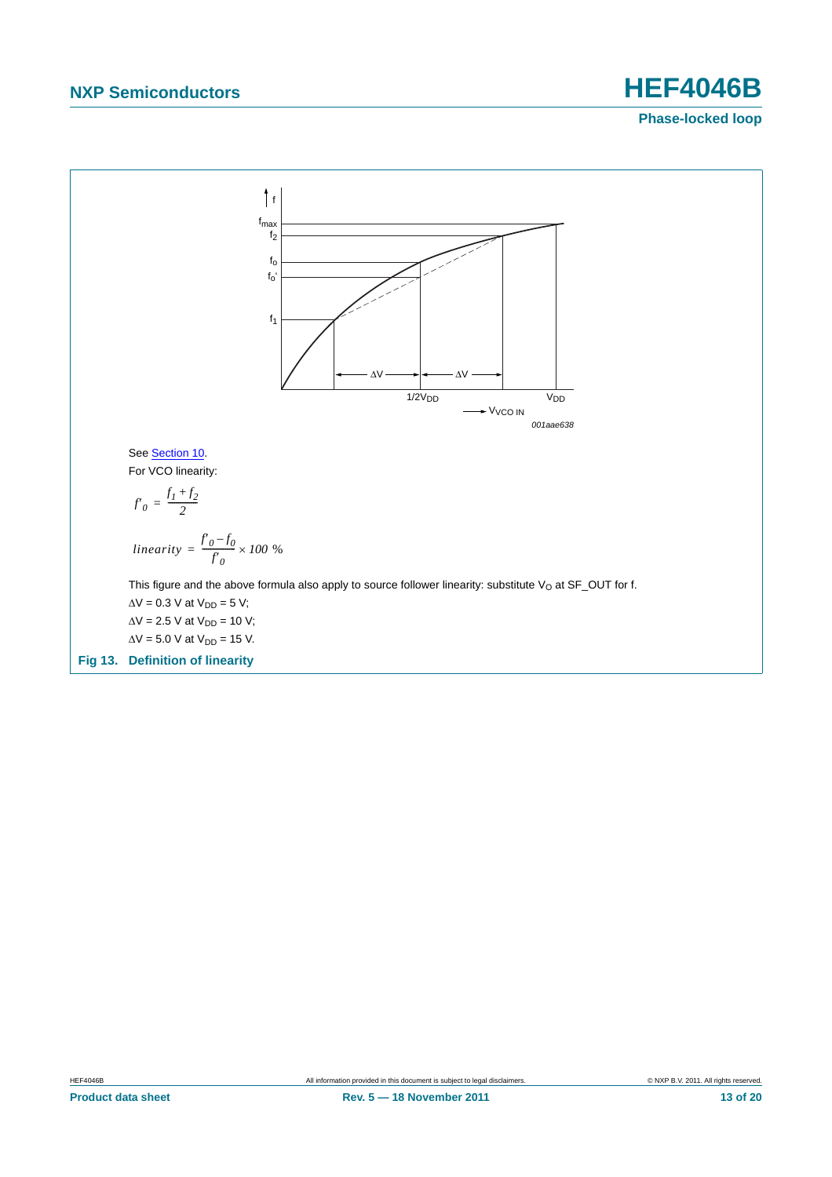See Section 10.

For VCO linearity:

$$f'_0 = \frac{f_1 + f_2}{2}$$

$$linearity = \frac{f'_0 - f_0}{f'_0} \times 100\ \%$$

This figure and the above formula also apply to source follower linearity: substitute $V_O$ at SF_OUT for f.

$\Delta V = 0.3$ V at $V_{DD} = 5$ V;

$\Delta V = 2.5$ V at $V_{DD} = 10$ V;

$\Delta V = 5.0$ V at $V_{DD} = 15$ V.

**Fig 13. Definition of linearity**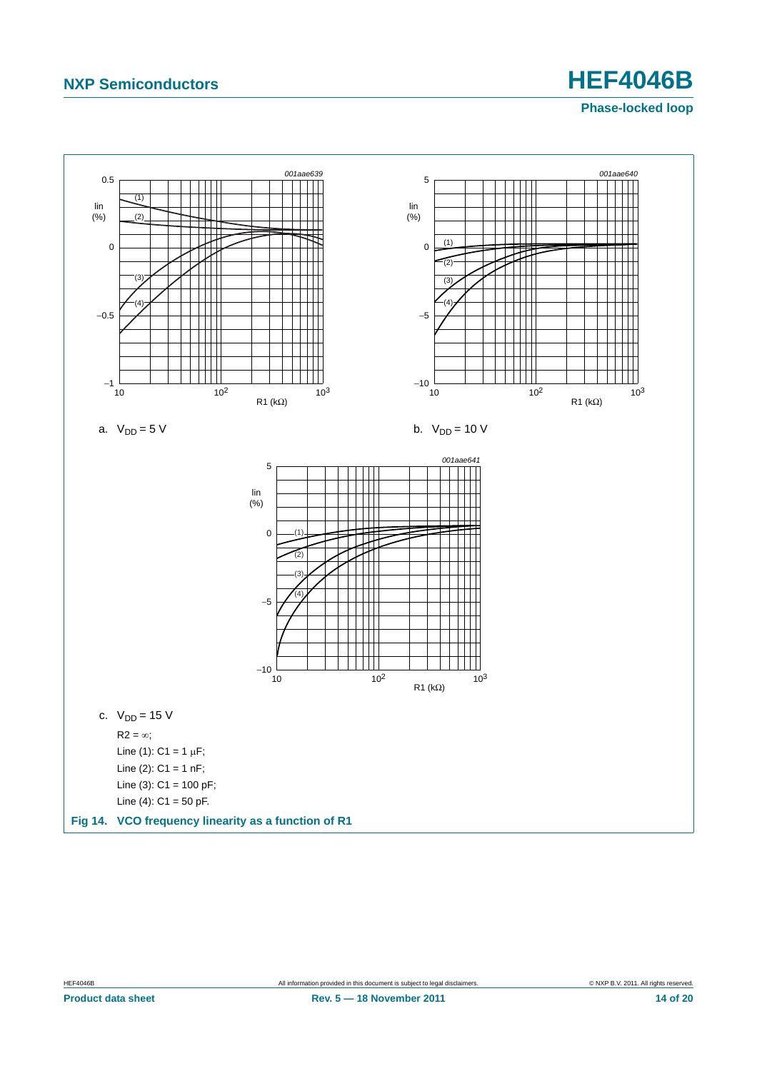a. $V_{DD}$ = 5 V

b. $V_{DD}$ = 10 V

c. $V_{DD}$ = 15 V

R2 = ∞;

Line (1): C1 = 1 μF;

Line (2): C1 = 1 nF;

Line (3): C1 = 100 pF;

Line (4): C1 = 50 pF.

**Fig 14. VCO frequency linearity as a function of R1**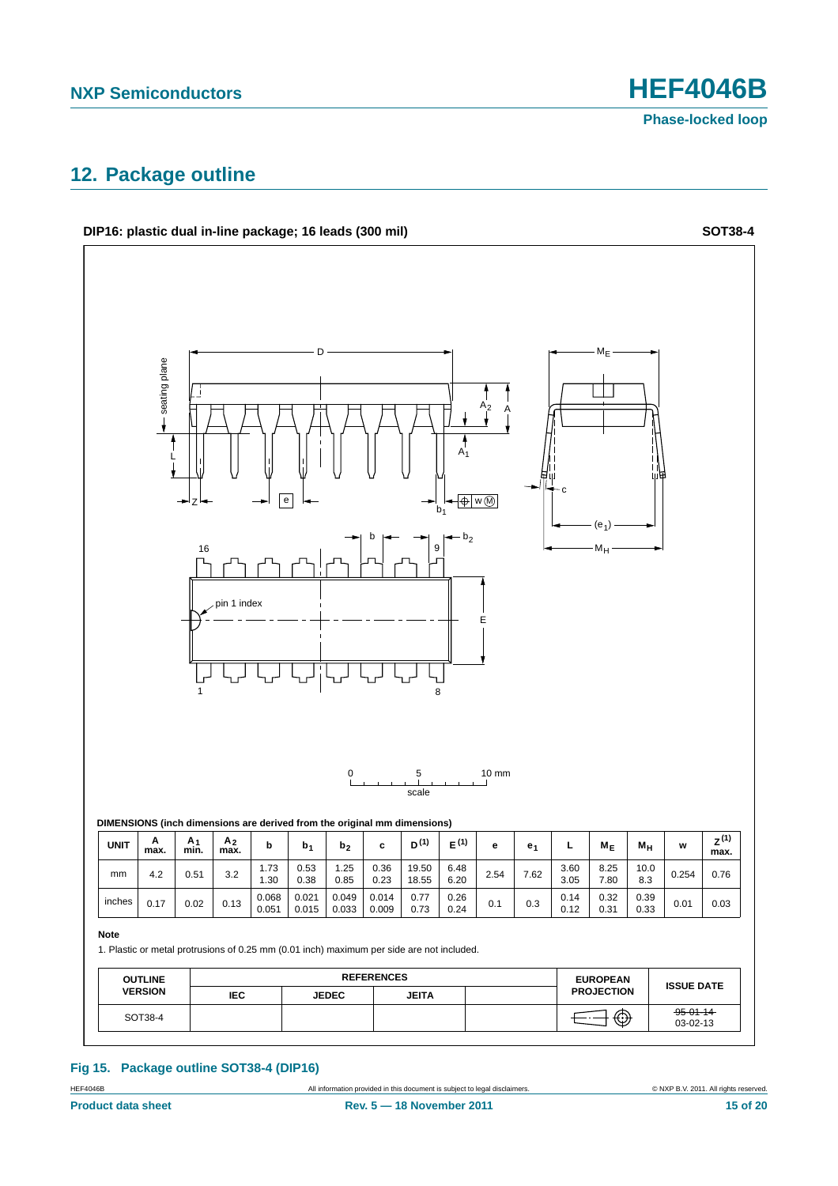## 12. Package outline

**DIP16: plastic dual in-line package; 16 leads (300 mil)** **SOT38-4**

DIMENSIONS (inch dimensions are derived from the original mm dimensions)

| UNIT | A max. | $A_1$ min. | $A_2$ max. | b | $b_1$ | $b_2$ | c | $D^{(1)}$ | $E^{(1)}$ | e | $e_1$ | L | $M_E$ | $M_H$ | w | $Z^{(1)}$ max. |
|---|---|---|---|---|---|---|---|---|---|---|---|---|---|---|---|---|
| mm | 4.2 | 0.51 | 3.2 | 1.73<br>1.30 | 0.53<br>0.38 | 1.25<br>0.85 | 0.36<br>0.23 | 19.50<br>18.55 | 6.48<br>6.20 | 2.54 | 7.62 | 3.60<br>3.05 | 8.25<br>7.80 | 10.0<br>8.3 | 0.254 | 0.76 |
| inches | 0.17 | 0.02 | 0.13 | 0.068<br>0.051 | 0.021<br>0.015 | 0.049<br>0.033 | 0.014<br>0.009 | 0.77<br>0.73 | 0.26<br>0.24 | 0.1 | 0.3 | 0.14<br>0.12 | 0.32<br>0.31 | 0.39<br>0.33 | 0.01 | 0.03 |

**Note**

1. Plastic or metal protrusions of 0.25 mm (0.01 inch) maximum per side are not included.

| OUTLINE VERSION | REFERENCES | | | | EUROPEAN PROJECTION | ISSUE DATE |
|---|---|---|---|---|---|---|
| | IEC | JEDEC | JEITA | | | |
| SOT38-4 | | | | | | ~~95-01-14~~<br>03-02-13 |

**Fig 15. Package outline SOT38-4 (DIP16)**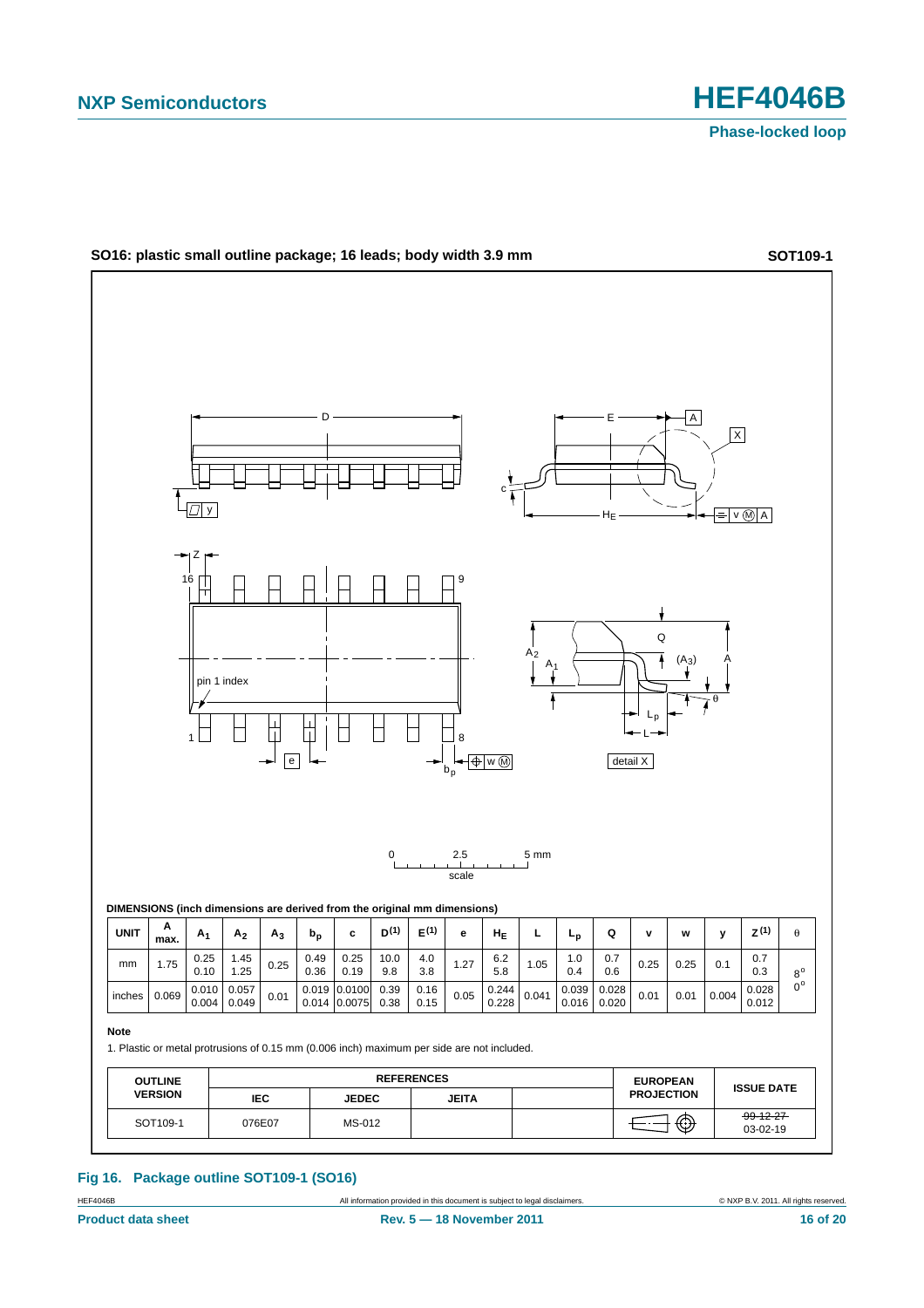**SO16: plastic small outline package; 16 leads; body width 3.9 mm** **SOT109-1**

DIMENSIONS (inch dimensions are derived from the original mm dimensions)

| UNIT | A max. | $A_1$ | $A_2$ | $A_3$ | $b_p$ | c | $D^{(1)}$ | $E^{(1)}$ | e | $H_E$ | L | $L_p$ | Q | v | w | y | $Z^{(1)}$ | θ |
|---|---|---|---|---|---|---|---|---|---|---|---|---|---|---|---|---|---|---|
| mm | 1.75 | 0.25<br>0.10 | 1.45<br>1.25 | 0.25 | 0.49<br>0.36 | 0.25<br>0.19 | 10.0<br>9.8 | 4.0<br>3.8 | 1.27 | 6.2<br>5.8 | 1.05 | 1.0<br>0.4 | 0.7<br>0.6 | 0.25 | 0.25 | 0.1 | 0.7<br>0.3 | 8°<br>0° |
| inches | 0.069 | 0.010<br>0.004 | 0.057<br>0.049 | 0.01 | 0.019<br>0.014 | 0.0100<br>0.0075 | 0.39<br>0.38 | 0.16<br>0.15 | 0.05 | 0.244<br>0.228 | 0.041 | 0.039<br>0.016 | 0.028<br>0.020 | 0.01 | 0.01 | 0.004 | 0.028<br>0.012 | |

**Note**

1. Plastic or metal protrusions of 0.15 mm (0.006 inch) maximum per side are not included.

| OUTLINE VERSION | REFERENCES | | | | EUROPEAN PROJECTION | ISSUE DATE |
|---|---|---|---|---|---|---|
| | IEC | JEDEC | JEITA | | | |
| SOT109-1 | 076E07 | MS-012 | | | | ~~99-12-27~~<br>03-02-19 |

**Fig 16. Package outline SOT109-1 (SO16)**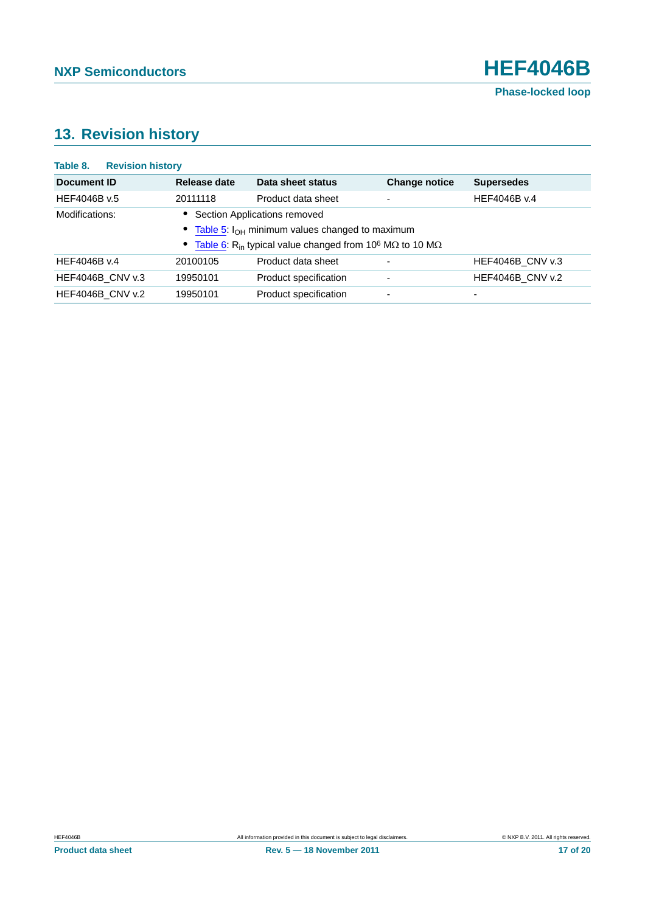## 13. Revision history

**Table 8. Revision history**

| Document ID | Release date | Data sheet status | Change notice | Supersedes |
|---|---|---|---|---|
| HEF4046B v.5 | 20111118 | Product data sheet | - | HEF4046B v.4 |
| Modifications: | • Section Applications removed<br>• Table 5: $I_{OH}$ minimum values changed to maximum<br>• Table 6: $R_{in}$ typical value changed from $10^6$ MΩ to 10 MΩ | | | |
| HEF4046B v.4 | 20100105 | Product data sheet | - | HEF4046B_CNV v.3 |
| HEF4046B_CNV v.3 | 19950101 | Product specification | - | HEF4046B_CNV v.2 |
| HEF4046B_CNV v.2 | 19950101 | Product specification | - | - |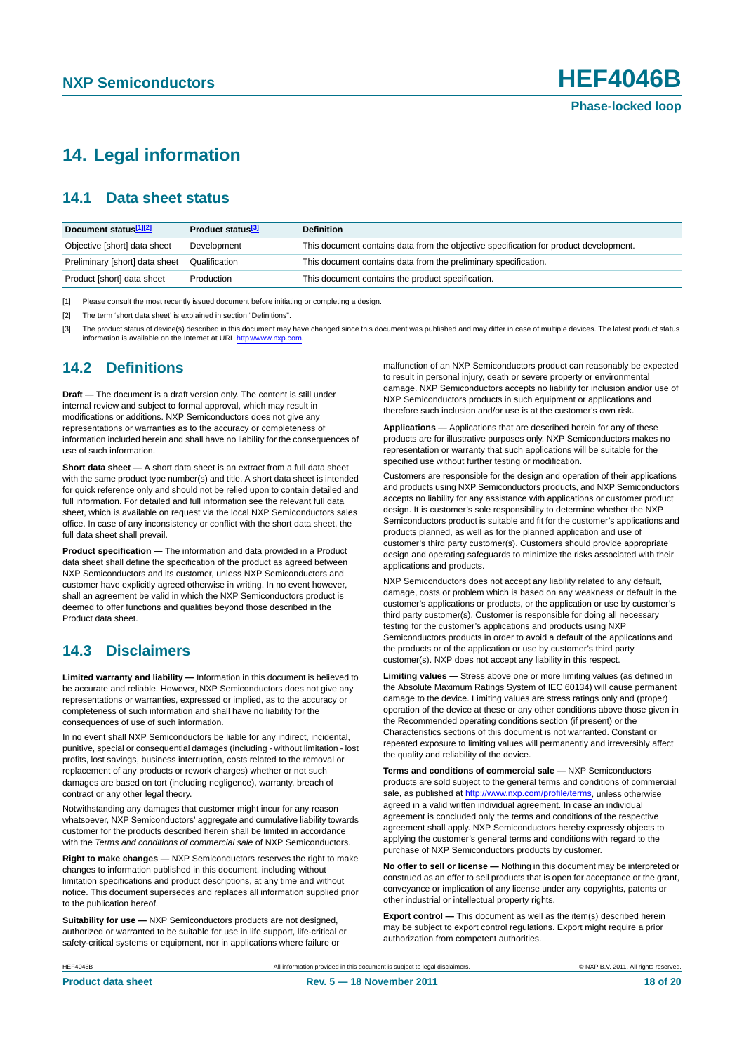# 14. Legal information

## 14.1 Data sheet status

| Document status[1][2] | Product status[3] | Definition |
|---|---|---|
| Objective [short] data sheet | Development | This document contains data from the objective specification for product development. |
| Preliminary [short] data sheet | Qualification | This document contains data from the preliminary specification. |
| Product [short] data sheet | Production | This document contains the product specification. |

[1] Please consult the most recently issued document before initiating or completing a design.

[2] The term 'short data sheet' is explained in section "Definitions".

[3] The product status of device(s) described in this document may have changed since this document was published and may differ in case of multiple devices. The latest product status information is available on the Internet at URL http://www.nxp.com.

## 14.2 Definitions

**Draft —** The document is a draft version only. The content is still under internal review and subject to formal approval, which may result in modifications or additions. NXP Semiconductors does not give any representations or warranties as to the accuracy or completeness of information included herein and shall have no liability for the consequences of use of such information.

**Short data sheet —** A short data sheet is an extract from a full data sheet with the same product type number(s) and title. A short data sheet is intended for quick reference only and should not be relied upon to contain detailed and full information. For detailed and full information see the relevant full data sheet, which is available on request via the local NXP Semiconductors sales office. In case of any inconsistency or conflict with the short data sheet, the full data sheet shall prevail.

**Product specification —** The information and data provided in a Product data sheet shall define the specification of the product as agreed between NXP Semiconductors and its customer, unless NXP Semiconductors and customer have explicitly agreed otherwise in writing. In no event however, shall an agreement be valid in which the NXP Semiconductors product is deemed to offer functions and qualities beyond those described in the Product data sheet.

## 14.3 Disclaimers

**Limited warranty and liability —** Information in this document is believed to be accurate and reliable. However, NXP Semiconductors does not give any representations or warranties, expressed or implied, as to the accuracy or completeness of such information and shall have no liability for the consequences of use of such information.

In no event shall NXP Semiconductors be liable for any indirect, incidental, punitive, special or consequential damages (including - without limitation - lost profits, lost savings, business interruption, costs related to the removal or replacement of any products or rework charges) whether or not such damages are based on tort (including negligence), warranty, breach of contract or any other legal theory.

Notwithstanding any damages that customer might incur for any reason whatsoever, NXP Semiconductors' aggregate and cumulative liability towards customer for the products described herein shall be limited in accordance with the *Terms and conditions of commercial sale* of NXP Semiconductors.

**Right to make changes —** NXP Semiconductors reserves the right to make changes to information published in this document, including without limitation specifications and product descriptions, at any time and without notice. This document supersedes and replaces all information supplied prior to the publication hereof.

**Suitability for use —** NXP Semiconductors products are not designed, authorized or warranted to be suitable for use in life support, life-critical or safety-critical systems or equipment, nor in applications where failure or malfunction of an NXP Semiconductors product can reasonably be expected to result in personal injury, death or severe property or environmental damage. NXP Semiconductors accepts no liability for inclusion and/or use of NXP Semiconductors products in such equipment or applications and therefore such inclusion and/or use is at the customer's own risk.

**Applications —** Applications that are described herein for any of these products are for illustrative purposes only. NXP Semiconductors makes no representation or warranty that such applications will be suitable for the specified use without further testing or modification.

Customers are responsible for the design and operation of their applications and products using NXP Semiconductors products, and NXP Semiconductors accepts no liability for any assistance with applications or customer product design. It is customer's sole responsibility to determine whether the NXP Semiconductors product is suitable and fit for the customer's applications and products planned, as well as for the planned application and use of customer's third party customer(s). Customers should provide appropriate design and operating safeguards to minimize the risks associated with their applications and products.

NXP Semiconductors does not accept any liability related to any default, damage, costs or problem which is based on any weakness or default in the customer's applications or products, or the application or use by customer's third party customer(s). Customer is responsible for doing all necessary testing for the customer's applications and products using NXP Semiconductors products in order to avoid a default of the applications and the products or of the application or use by customer's third party customer(s). NXP does not accept any liability in this respect.

**Limiting values —** Stress above one or more limiting values (as defined in the Absolute Maximum Ratings System of IEC 60134) will cause permanent damage to the device. Limiting values are stress ratings only and (proper) operation of the device at these or any other conditions above those given in the Recommended operating conditions section (if present) or the Characteristics sections of this document is not warranted. Constant or repeated exposure to limiting values will permanently and irreversibly affect the quality and reliability of the device.

**Terms and conditions of commercial sale —** NXP Semiconductors products are sold subject to the general terms and conditions of commercial sale, as published at http://www.nxp.com/profile/terms, unless otherwise agreed in a valid written individual agreement. In case an individual agreement is concluded only the terms and conditions of the respective agreement shall apply. NXP Semiconductors hereby expressly objects to applying the customer's general terms and conditions with regard to the purchase of NXP Semiconductors products by customer.

**No offer to sell or license —** Nothing in this document may be interpreted or construed as an offer to sell products that is open for acceptance or the grant, conveyance or implication of any license under any copyrights, patents or other industrial or intellectual property rights.

**Export control —** This document as well as the item(s) described herein may be subject to export control regulations. Export might require a prior authorization from competent authorities.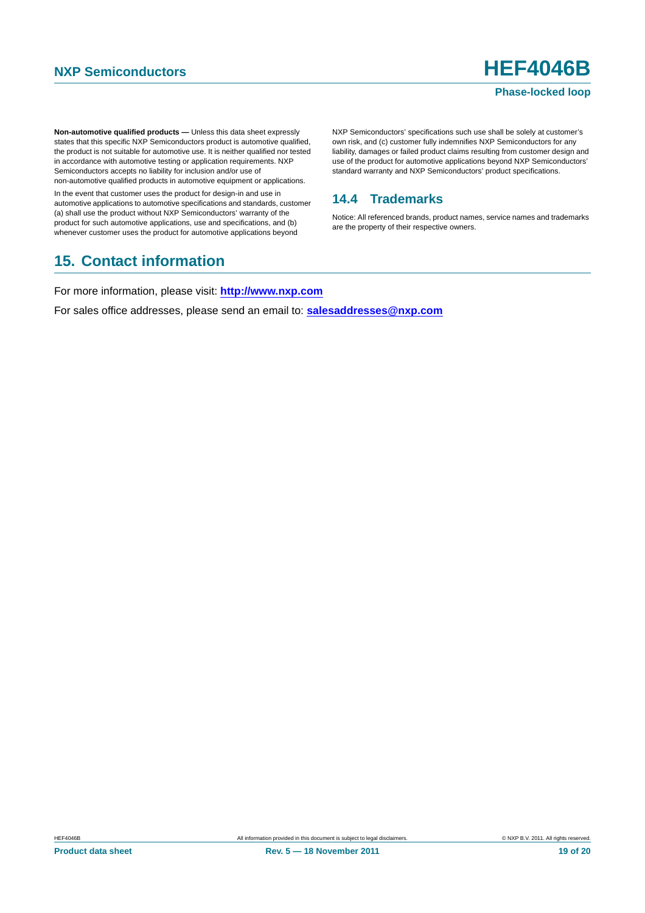**Non-automotive qualified products —** Unless this data sheet expressly states that this specific NXP Semiconductors product is automotive qualified, the product is not suitable for automotive use. It is neither qualified nor tested in accordance with automotive testing or application requirements. NXP Semiconductors accepts no liability for inclusion and/or use of non-automotive qualified products in automotive equipment or applications.

In the event that customer uses the product for design-in and use in automotive applications to automotive specifications and standards, customer (a) shall use the product without NXP Semiconductors' warranty of the product for such automotive applications, use and specifications, and (b) whenever customer uses the product for automotive applications beyond NXP Semiconductors' specifications such use shall be solely at customer's own risk, and (c) customer fully indemnifies NXP Semiconductors for any liability, damages or failed product claims resulting from customer design and use of the product for automotive applications beyond NXP Semiconductors' standard warranty and NXP Semiconductors' product specifications.

### 14.4 Trademarks

Notice: All referenced brands, product names, service names and trademarks are the property of their respective owners.

## 15. Contact information

For more information, please visit: **http://www.nxp.com**

For sales office addresses, please send an email to: **salesaddresses@nxp.com**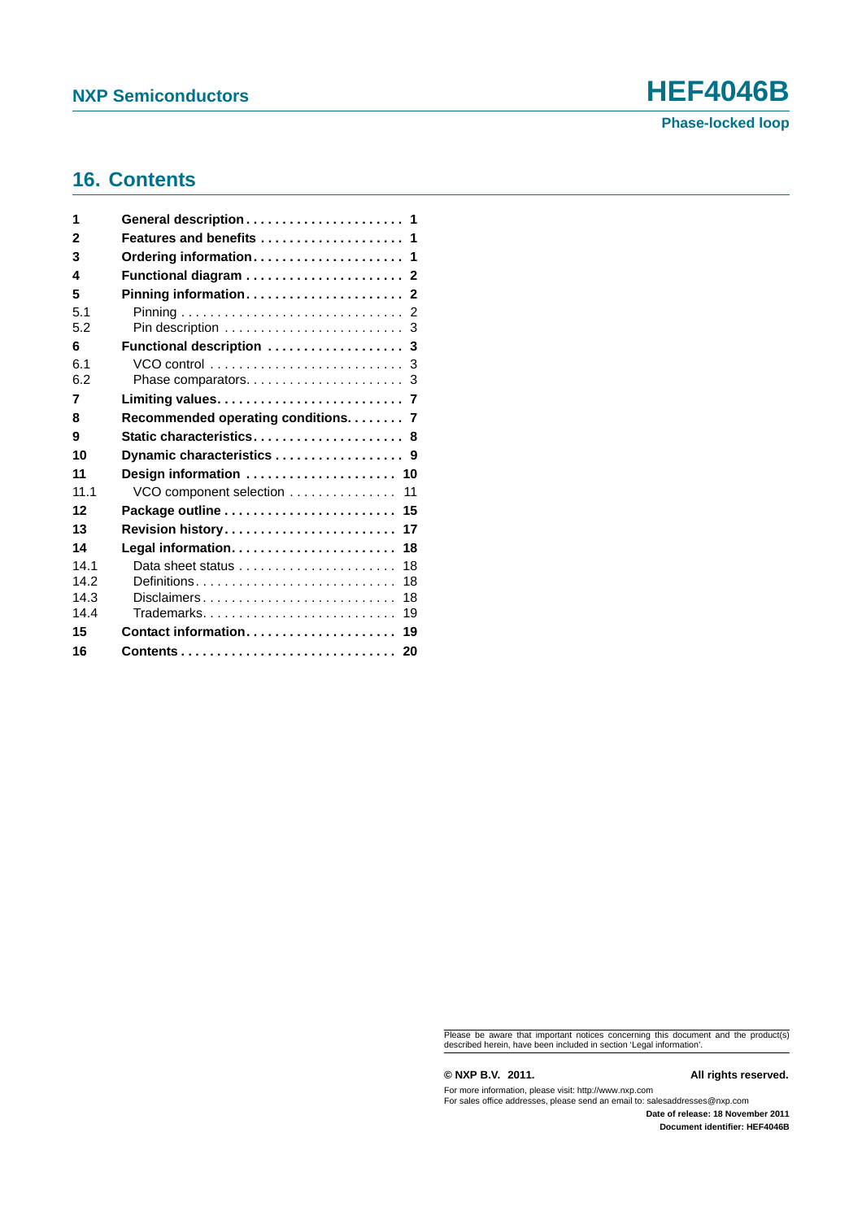## 16. Contents

| | | |
|---|---|---|
| **1** | **General description** | **1** |
| **2** | **Features and benefits** | **1** |
| **3** | **Ordering information** | **1** |
| **4** | **Functional diagram** | **2** |
| **5** | **Pinning information** | **2** |
| 5.1 | Pinning | 2 |
| 5.2 | Pin description | 3 |
| **6** | **Functional description** | **3** |
| 6.1 | VCO control | 3 |
| 6.2 | Phase comparators | 3 |
| **7** | **Limiting values** | **7** |
| **8** | **Recommended operating conditions** | **7** |
| **9** | **Static characteristics** | **8** |
| **10** | **Dynamic characteristics** | **9** |
| **11** | **Design information** | **10** |
| 11.1 | VCO component selection | 11 |
| **12** | **Package outline** | **15** |
| **13** | **Revision history** | **17** |
| **14** | **Legal information** | **18** |
| 14.1 | Data sheet status | 18 |
| 14.2 | Definitions | 18 |
| 14.3 | Disclaimers | 18 |
| 14.4 | Trademarks | 19 |
| **15** | **Contact information** | **19** |
| **16** | **Contents** | **20** |

Please be aware that important notices concerning this document and the product(s) described herein, have been included in section 'Legal information'.

**© NXP B.V. 2011.** **All rights reserved.**

For more information, please visit: http://www.nxp.com
For sales office addresses, please send an email to: salesaddresses@nxp.com

**Date of release: 18 November 2011**
**Document identifier: HEF4046B**